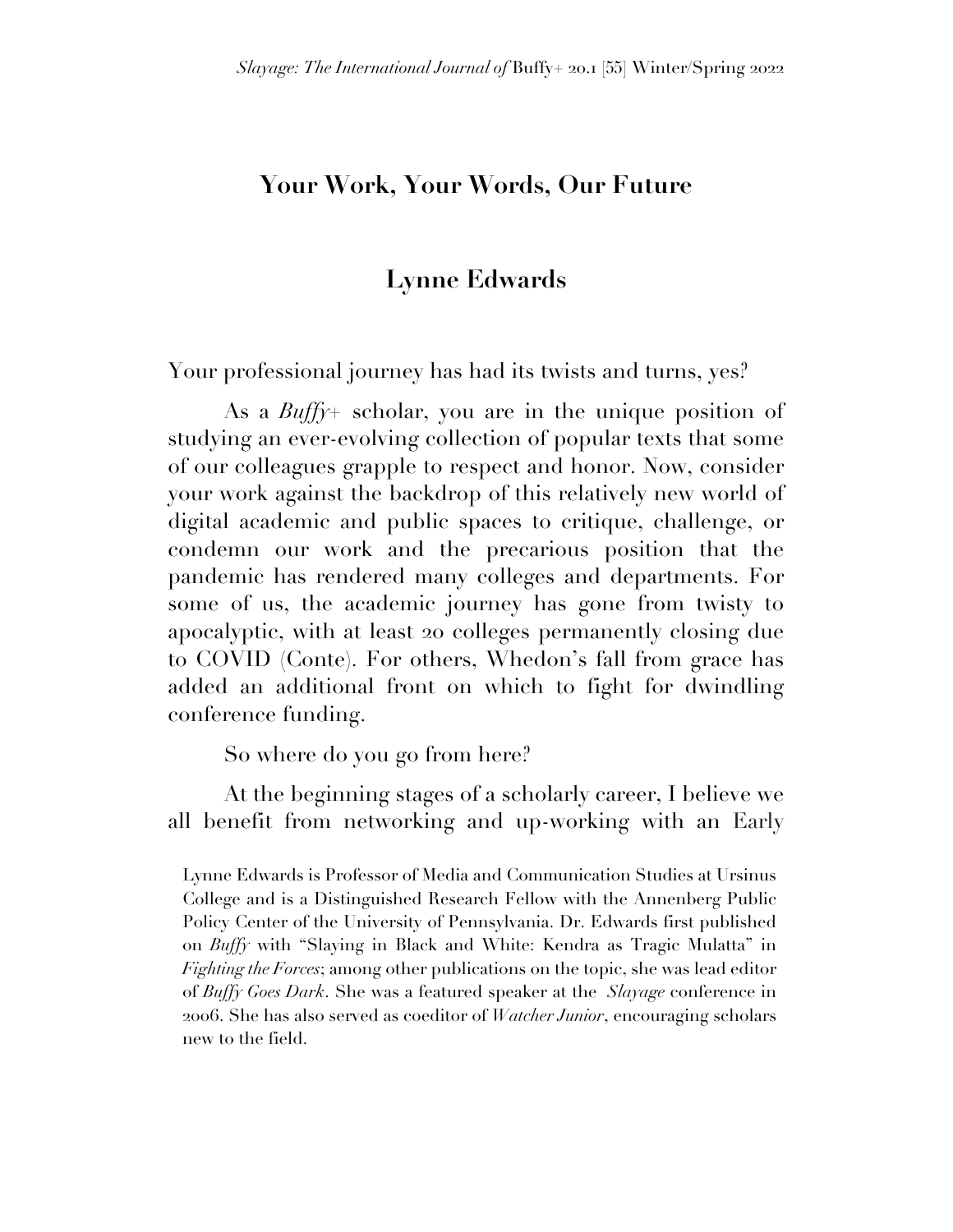# Your Work, Your Words, Our Future

## Lynne Edwards

Your professional journey has had its twists and turns, yes?

As a *Buffy*+ scholar, you are in the unique position of studying an ever-evolving collection of popular texts that some of our colleagues grapple to respect and honor. Now, consider your work against the backdrop of this relatively new world of digital academic and public spaces to critique, challenge, or condemn our work and the precarious position that the pandemic has rendered many colleges and departments. For some of us, the academic journey has gone from twisty to apocalyptic, with at least 20 colleges permanently closing due to COVID (Conte). For others, Whedon's fall from grace has added an additional front on which to fight for dwindling conference funding.

So where do you go from here?

At the beginning stages of a scholarly career, I believe we all benefit from networking and up-working with an Early

Lynne Edwards is Professor of Media and Communication Studies at Ursinus College and is a Distinguished Research Fellow with the Annenberg Public Policy Center of the University of Pennsylvania. Dr. Edwards first published on *Buffy* with "Slaying in Black and White: Kendra as Tragic Mulatta" in *Fighting the Forces*; among other publications on the topic, she was lead editor of *Buffy Goes Dark*. She was a featured speaker at the *Slayage* conference in 2006. She has also served as coeditor of *Watcher Junior*, encouraging scholars new to the field.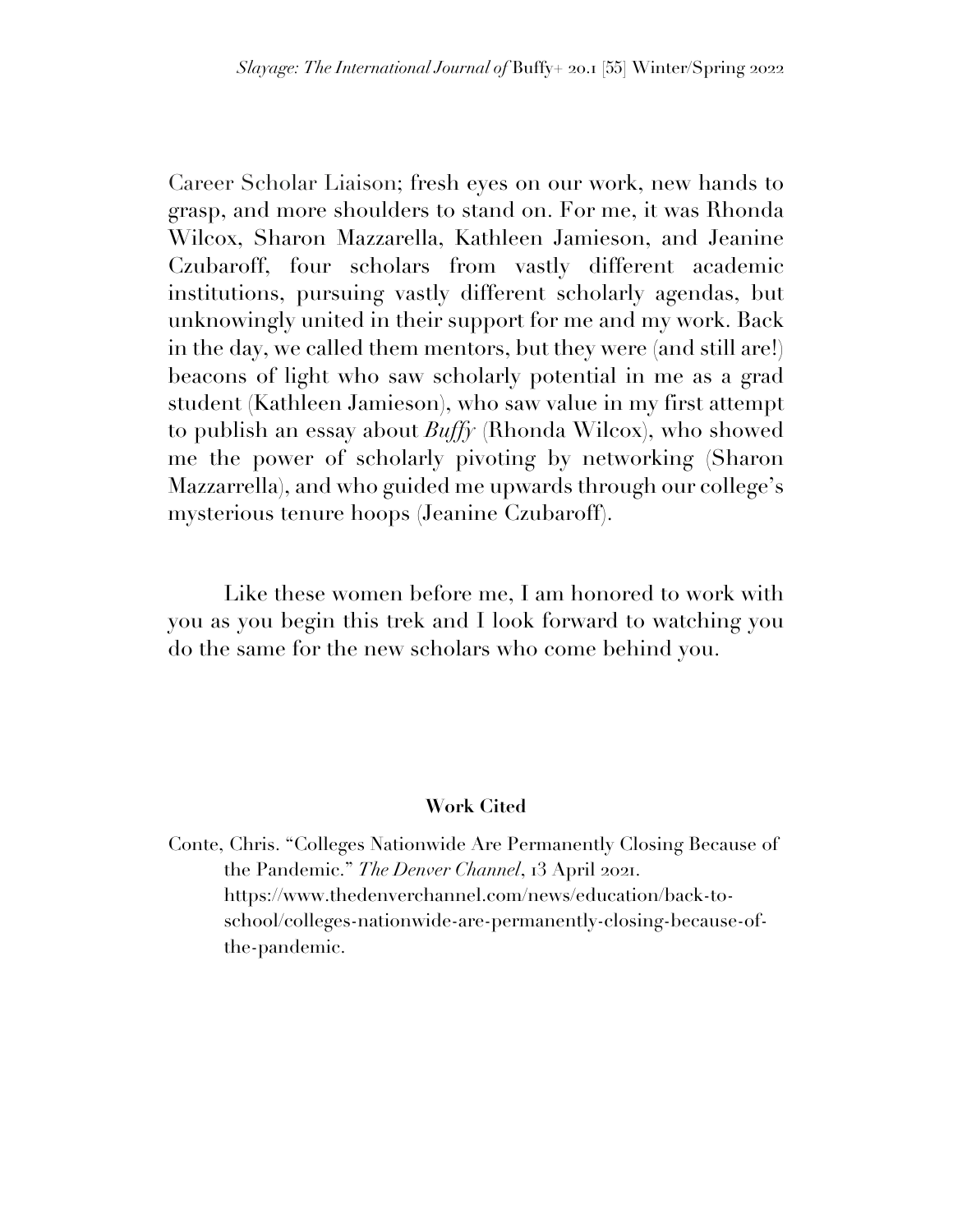Career Scholar Liaison; fresh eyes on our work, new hands to grasp, and more shoulders to stand on. For me, it was Rhonda Wilcox, Sharon Mazzarella, Kathleen Jamieson, and Jeanine Czubaroff, four scholars from vastly different academic institutions, pursuing vastly different scholarly agendas, but unknowingly united in their support for me and my work. Back in the day, we called them mentors, but they were (and still are!) beacons of light who saw scholarly potential in me as a grad student (Kathleen Jamieson), who saw value in my first attempt to publish an essay about *Buffy* (Rhonda Wilcox), who showed me the power of scholarly pivoting by networking (Sharon Mazzarrella), and who guided me upwards through our college's mysterious tenure hoops (Jeanine Czubaroff).

Like these women before me, I am honored to work with you as you begin this trek and I look forward to watching you do the same for the new scholars who come behind you.

**Work Cited**

Conte, Chris. "Colleges Nationwide Are Permanently Closing Because of the Pandemic." *The Denver Channel*, 13 April 2021. https://www.thedenverchannel.com/news/education/back-to-school/colleges-nationwide-are-permanently-closing-because-of-the-pandemic.